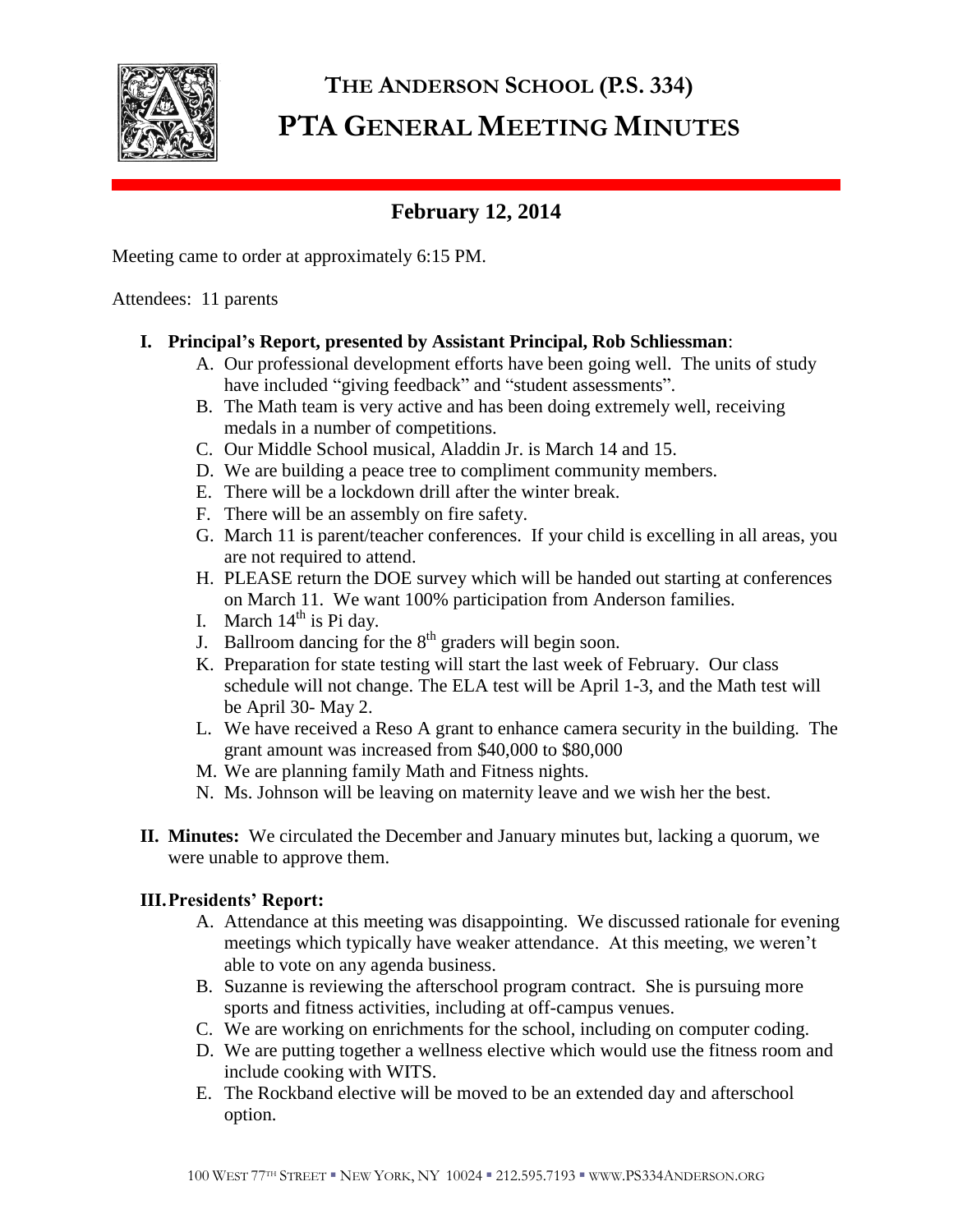# THE ANDERSON SCHOOL (P.S. 334)
# PTA GENERAL MEETING MINUTES

## February 12, 2014

Meeting came to order at approximately 6:15 PM.

Attendees: 11 parents

**I. Principal's Report, presented by Assistant Principal, Rob Schliessman**:

A. Our professional development efforts have been going well. The units of study have included "giving feedback" and "student assessments".

B. The Math team is very active and has been doing extremely well, receiving medals in a number of competitions.

C. Our Middle School musical, Aladdin Jr. is March 14 and 15.

D. We are building a peace tree to compliment community members.

E. There will be a lockdown drill after the winter break.

F. There will be an assembly on fire safety.

G. March 11 is parent/teacher conferences. If your child is excelling in all areas, you are not required to attend.

H. PLEASE return the DOE survey which will be handed out starting at conferences on March 11. We want 100% participation from Anderson families.

I. March 14th is Pi day.

J. Ballroom dancing for the 8th graders will begin soon.

K. Preparation for state testing will start the last week of February. Our class schedule will not change. The ELA test will be April 1-3, and the Math test will be April 30- May 2.

L. We have received a Reso A grant to enhance camera security in the building. The grant amount was increased from $40,000 to $80,000

M. We are planning family Math and Fitness nights.

N. Ms. Johnson will be leaving on maternity leave and we wish her the best.

**II. Minutes:** We circulated the December and January minutes but, lacking a quorum, we were unable to approve them.

**III. Presidents' Report:**

A. Attendance at this meeting was disappointing. We discussed rationale for evening meetings which typically have weaker attendance. At this meeting, we weren't able to vote on any agenda business.

B. Suzanne is reviewing the afterschool program contract. She is pursuing more sports and fitness activities, including at off-campus venues.

C. We are working on enrichments for the school, including on computer coding.

D. We are putting together a wellness elective which would use the fitness room and include cooking with WITS.

E. The Rockband elective will be moved to be an extended day and afterschool option.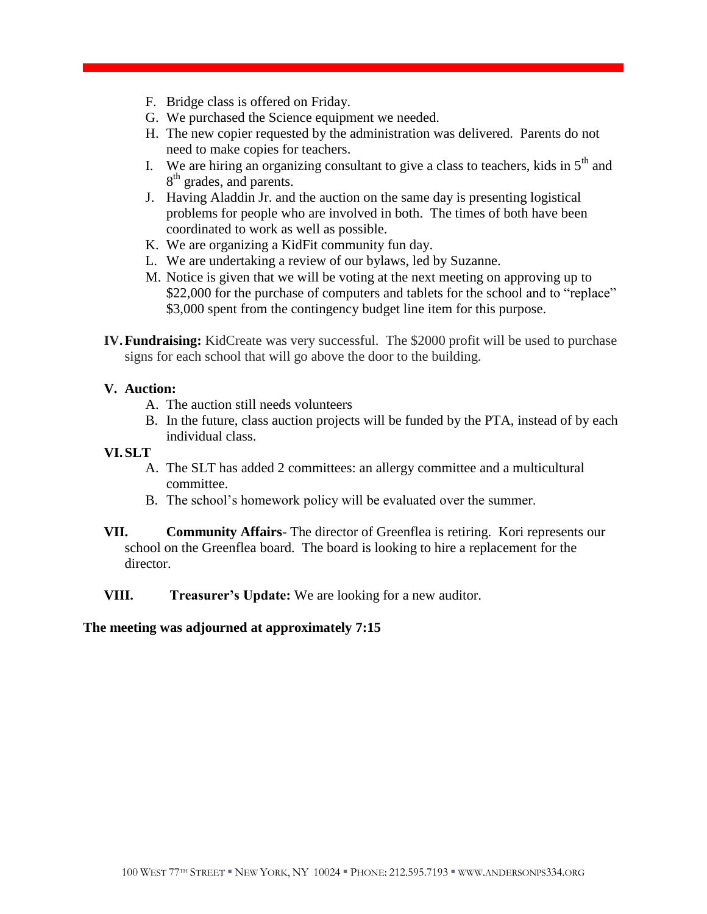F. Bridge class is offered on Friday.
G. We purchased the Science equipment we needed.
H. The new copier requested by the administration was delivered. Parents do not need to make copies for teachers.
I. We are hiring an organizing consultant to give a class to teachers, kids in 5th and 8th grades, and parents.
J. Having Aladdin Jr. and the auction on the same day is presenting logistical problems for people who are involved in both. The times of both have been coordinated to work as well as possible.
K. We are organizing a KidFit community fun day.
L. We are undertaking a review of our bylaws, led by Suzanne.
M. Notice is given that we will be voting at the next meeting on approving up to $22,000 for the purchase of computers and tablets for the school and to "replace" $3,000 spent from the contingency budget line item for this purpose.

**IV. Fundraising:** KidCreate was very successful. The $2000 profit will be used to purchase signs for each school that will go above the door to the building.

**V. Auction:**

A. The auction still needs volunteers
B. In the future, class auction projects will be funded by the PTA, instead of by each individual class.

**VI. SLT**

A. The SLT has added 2 committees: an allergy committee and a multicultural committee.
B. The school's homework policy will be evaluated over the summer.

**VII. Community Affairs**- The director of Greenflea is retiring. Kori represents our school on the Greenflea board. The board is looking to hire a replacement for the director.

**VIII. Treasurer's Update:** We are looking for a new auditor.

**The meeting was adjourned at approximately 7:15**